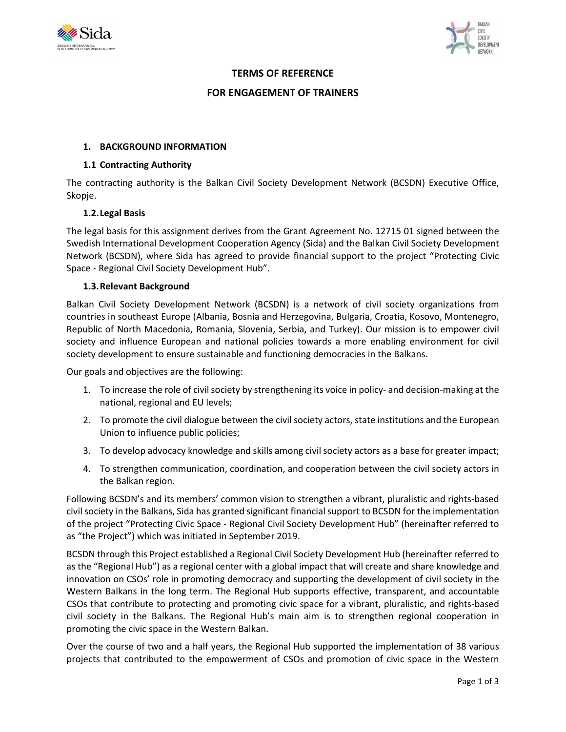# TERMS OF REFERENCE

# FOR ENGAGEMENT OF TRAINERS

## 1. BACKGROUND INFORMATION

### 1.1 Contracting Authority

The contracting authority is the Balkan Civil Society Development Network (BCSDN) Executive Office, Skopje.

### 1.2. Legal Basis

The legal basis for this assignment derives from the Grant Agreement No. 12715 01 signed between the Swedish International Development Cooperation Agency (Sida) and the Balkan Civil Society Development Network (BCSDN), where Sida has agreed to provide financial support to the project "Protecting Civic Space - Regional Civil Society Development Hub".

### 1.3. Relevant Background

Balkan Civil Society Development Network (BCSDN) is a network of civil society organizations from countries in southeast Europe (Albania, Bosnia and Herzegovina, Bulgaria, Croatia, Kosovo, Montenegro, Republic of North Macedonia, Romania, Slovenia, Serbia, and Turkey). Our mission is to empower civil society and influence European and national policies towards a more enabling environment for civil society development to ensure sustainable and functioning democracies in the Balkans.

Our goals and objectives are the following:

1. To increase the role of civil society by strengthening its voice in policy- and decision-making at the national, regional and EU levels;
2. To promote the civil dialogue between the civil society actors, state institutions and the European Union to influence public policies;
3. To develop advocacy knowledge and skills among civil society actors as a base for greater impact;
4. To strengthen communication, coordination, and cooperation between the civil society actors in the Balkan region.

Following BCSDN's and its members' common vision to strengthen a vibrant, pluralistic and rights-based civil society in the Balkans, Sida has granted significant financial support to BCSDN for the implementation of the project "Protecting Civic Space - Regional Civil Society Development Hub" (hereinafter referred to as "the Project") which was initiated in September 2019.

BCSDN through this Project established a Regional Civil Society Development Hub (hereinafter referred to as the "Regional Hub") as a regional center with a global impact that will create and share knowledge and innovation on CSOs' role in promoting democracy and supporting the development of civil society in the Western Balkans in the long term. The Regional Hub supports effective, transparent, and accountable CSOs that contribute to protecting and promoting civic space for a vibrant, pluralistic, and rights-based civil society in the Balkans. The Regional Hub's main aim is to strengthen regional cooperation in promoting the civic space in the Western Balkan.

Over the course of two and a half years, the Regional Hub supported the implementation of 38 various projects that contributed to the empowerment of CSOs and promotion of civic space in the Western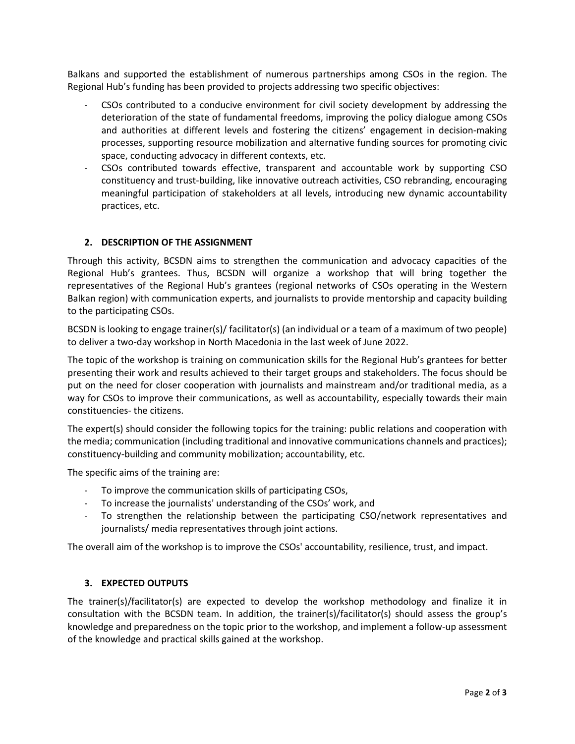Balkans and supported the establishment of numerous partnerships among CSOs in the region. The Regional Hub's funding has been provided to projects addressing two specific objectives:

- CSOs contributed to a conducive environment for civil society development by addressing the deterioration of the state of fundamental freedoms, improving the policy dialogue among CSOs and authorities at different levels and fostering the citizens' engagement in decision-making processes, supporting resource mobilization and alternative funding sources for promoting civic space, conducting advocacy in different contexts, etc.
- CSOs contributed towards effective, transparent and accountable work by supporting CSO constituency and trust-building, like innovative outreach activities, CSO rebranding, encouraging meaningful participation of stakeholders at all levels, introducing new dynamic accountability practices, etc.

## 2. DESCRIPTION OF THE ASSIGNMENT

Through this activity, BCSDN aims to strengthen the communication and advocacy capacities of the Regional Hub's grantees. Thus, BCSDN will organize a workshop that will bring together the representatives of the Regional Hub's grantees (regional networks of CSOs operating in the Western Balkan region) with communication experts, and journalists to provide mentorship and capacity building to the participating CSOs.

BCSDN is looking to engage trainer(s)/ facilitator(s) (an individual or a team of a maximum of two people) to deliver a two-day workshop in North Macedonia in the last week of June 2022.

The topic of the workshop is training on communication skills for the Regional Hub's grantees for better presenting their work and results achieved to their target groups and stakeholders. The focus should be put on the need for closer cooperation with journalists and mainstream and/or traditional media, as a way for CSOs to improve their communications, as well as accountability, especially towards their main constituencies- the citizens.

The expert(s) should consider the following topics for the training: public relations and cooperation with the media; communication (including traditional and innovative communications channels and practices); constituency-building and community mobilization; accountability, etc.

The specific aims of the training are:

- To improve the communication skills of participating CSOs,
- To increase the journalists' understanding of the CSOs' work, and
- To strengthen the relationship between the participating CSO/network representatives and journalists/ media representatives through joint actions.

The overall aim of the workshop is to improve the CSOs' accountability, resilience, trust, and impact.

## 3. EXPECTED OUTPUTS

The trainer(s)/facilitator(s) are expected to develop the workshop methodology and finalize it in consultation with the BCSDN team. In addition, the trainer(s)/facilitator(s) should assess the group's knowledge and preparedness on the topic prior to the workshop, and implement a follow-up assessment of the knowledge and practical skills gained at the workshop.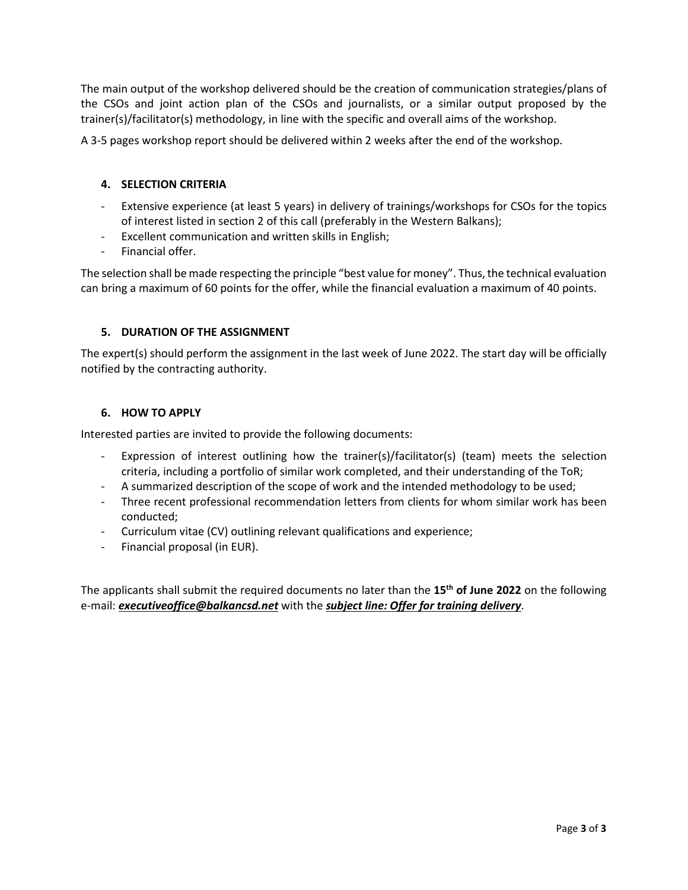The main output of the workshop delivered should be the creation of communication strategies/plans of the CSOs and joint action plan of the CSOs and journalists, or a similar output proposed by the trainer(s)/facilitator(s) methodology, in line with the specific and overall aims of the workshop.

A 3-5 pages workshop report should be delivered within 2 weeks after the end of the workshop.

## 4. SELECTION CRITERIA

- Extensive experience (at least 5 years) in delivery of trainings/workshops for CSOs for the topics of interest listed in section 2 of this call (preferably in the Western Balkans);
- Excellent communication and written skills in English;
- Financial offer.

The selection shall be made respecting the principle "best value for money". Thus, the technical evaluation can bring a maximum of 60 points for the offer, while the financial evaluation a maximum of 40 points.

## 5. DURATION OF THE ASSIGNMENT

The expert(s) should perform the assignment in the last week of June 2022. The start day will be officially notified by the contracting authority.

## 6. HOW TO APPLY

Interested parties are invited to provide the following documents:

- Expression of interest outlining how the trainer(s)/facilitator(s) (team) meets the selection criteria, including a portfolio of similar work completed, and their understanding of the ToR;
- A summarized description of the scope of work and the intended methodology to be used;
- Three recent professional recommendation letters from clients for whom similar work has been conducted;
- Curriculum vitae (CV) outlining relevant qualifications and experience;
- Financial proposal (in EUR).

The applicants shall submit the required documents no later than the **15th of June 2022** on the following e-mail: ***executiveoffice@balkancsd.net*** with the ***subject line: Offer for training delivery***.